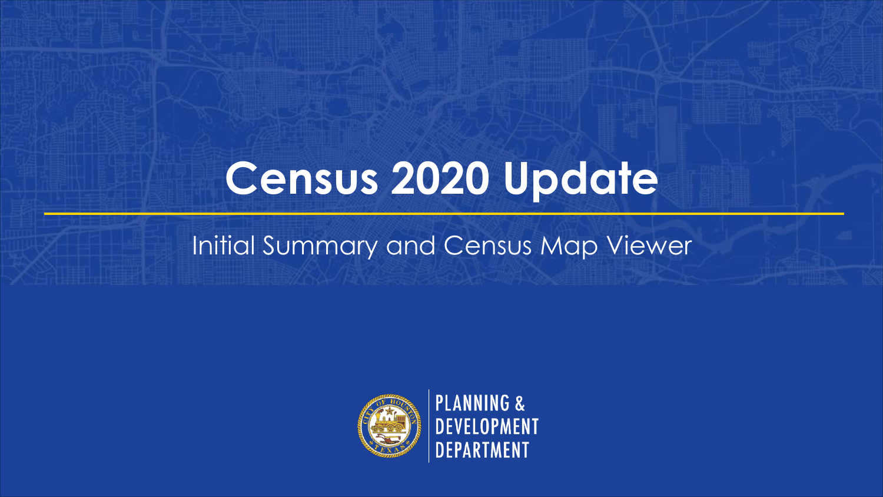# Census 2020 Update

Initial Summary and Census Map Viewer

PLANNING & DEVELOPMENT DEPARTMENT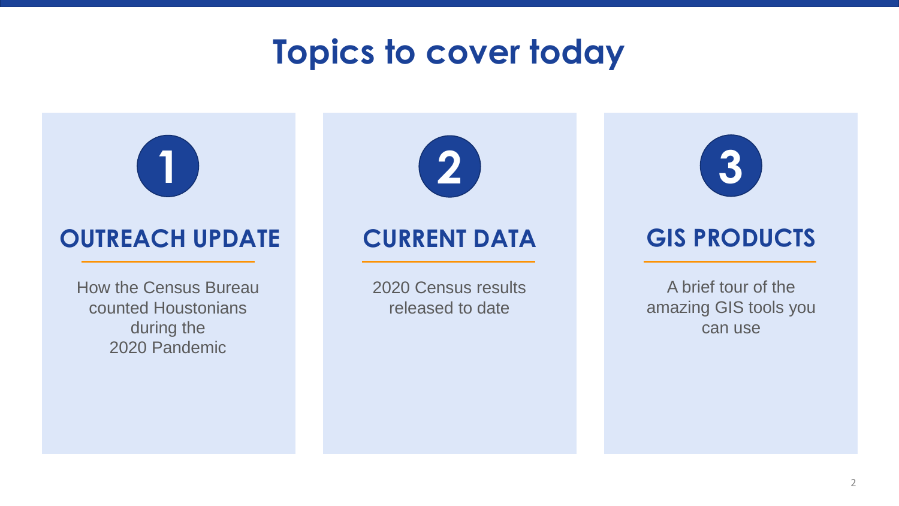# Topics to cover today

## 1

### OUTREACH UPDATE

How the Census Bureau counted Houstonians during the 2020 Pandemic

## 2

### CURRENT DATA

2020 Census results released to date

## 3

### GIS PRODUCTS

A brief tour of the amazing GIS tools you can use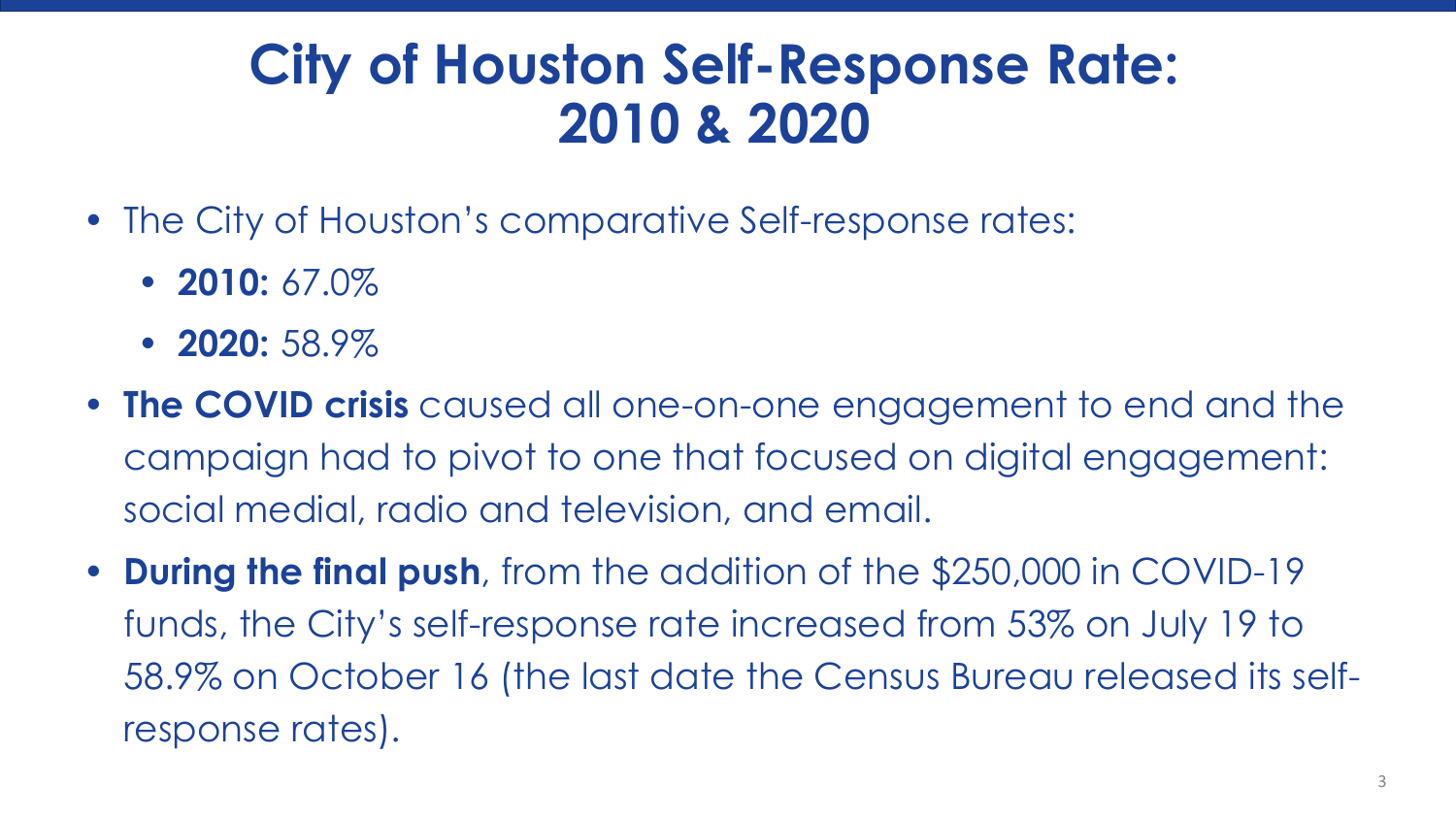# City of Houston Self-Response Rate: 2010 & 2020

- The City of Houston's comparative Self-response rates:
  - **2010:** 67.0%
  - **2020:** 58.9%
- **The COVID crisis** caused all one-on-one engagement to end and the campaign had to pivot to one that focused on digital engagement: social medial, radio and television, and email.
- **During the final push**, from the addition of the $250,000 in COVID-19 funds, the City's self-response rate increased from 53% on July 19 to 58.9% on October 16 (the last date the Census Bureau released its self-response rates).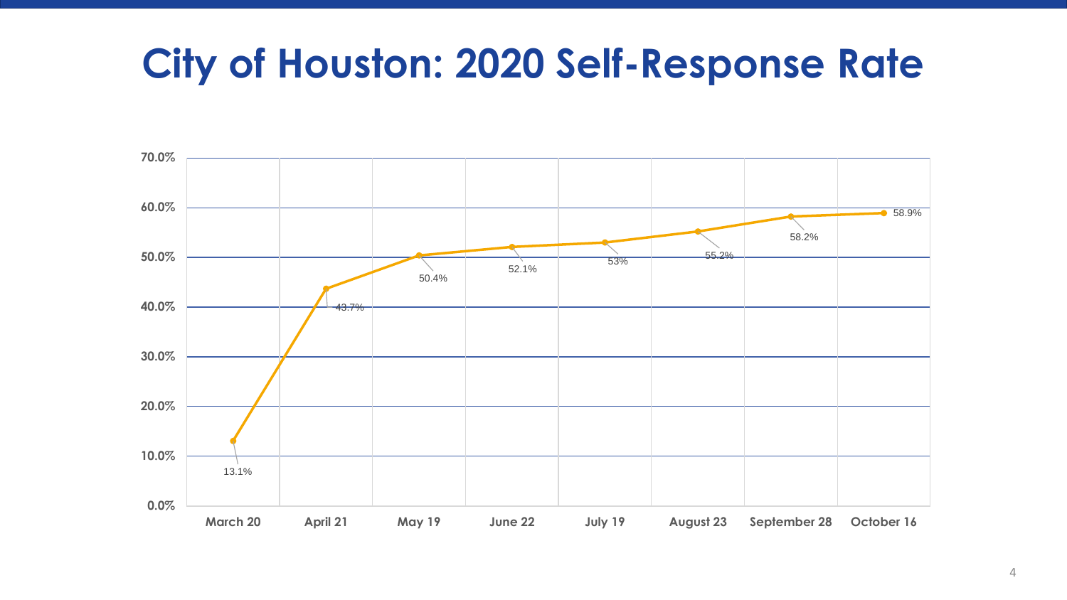# City of Houston: 2020 Self-Response Rate

| Date | Self-Response Rate |
| --- | --- |
| March 20 | 13.1% |
| April 21 | 43.7% |
| May 19 | 50.4% |
| June 22 | 52.1% |
| July 19 | 53% |
| August 23 | 55.2% |
| September 28 | 58.2% |
| October 16 | 58.9% |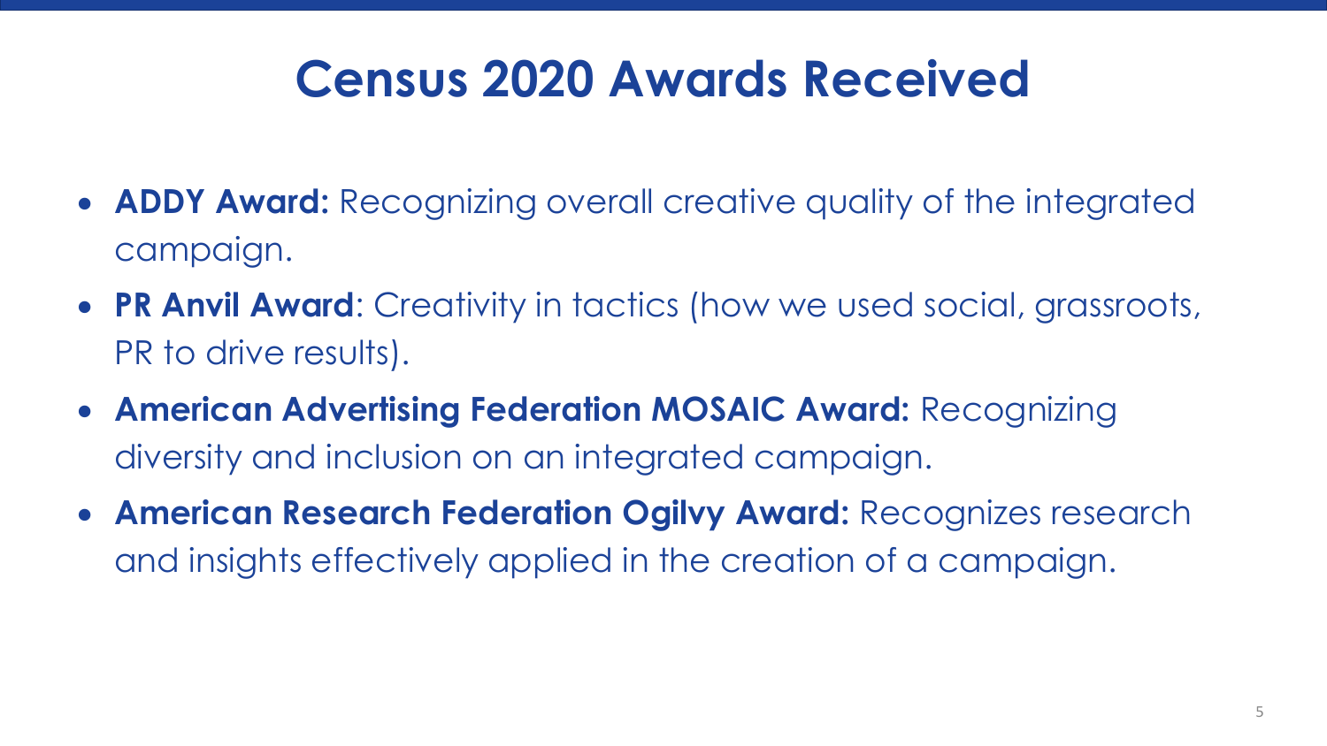# Census 2020 Awards Received

- **ADDY Award:** Recognizing overall creative quality of the integrated campaign.
- **PR Anvil Award**: Creativity in tactics (how we used social, grassroots, PR to drive results).
- **American Advertising Federation MOSAIC Award:** Recognizing diversity and inclusion on an integrated campaign.
- **American Research Federation Ogilvy Award:** Recognizes research and insights effectively applied in the creation of a campaign.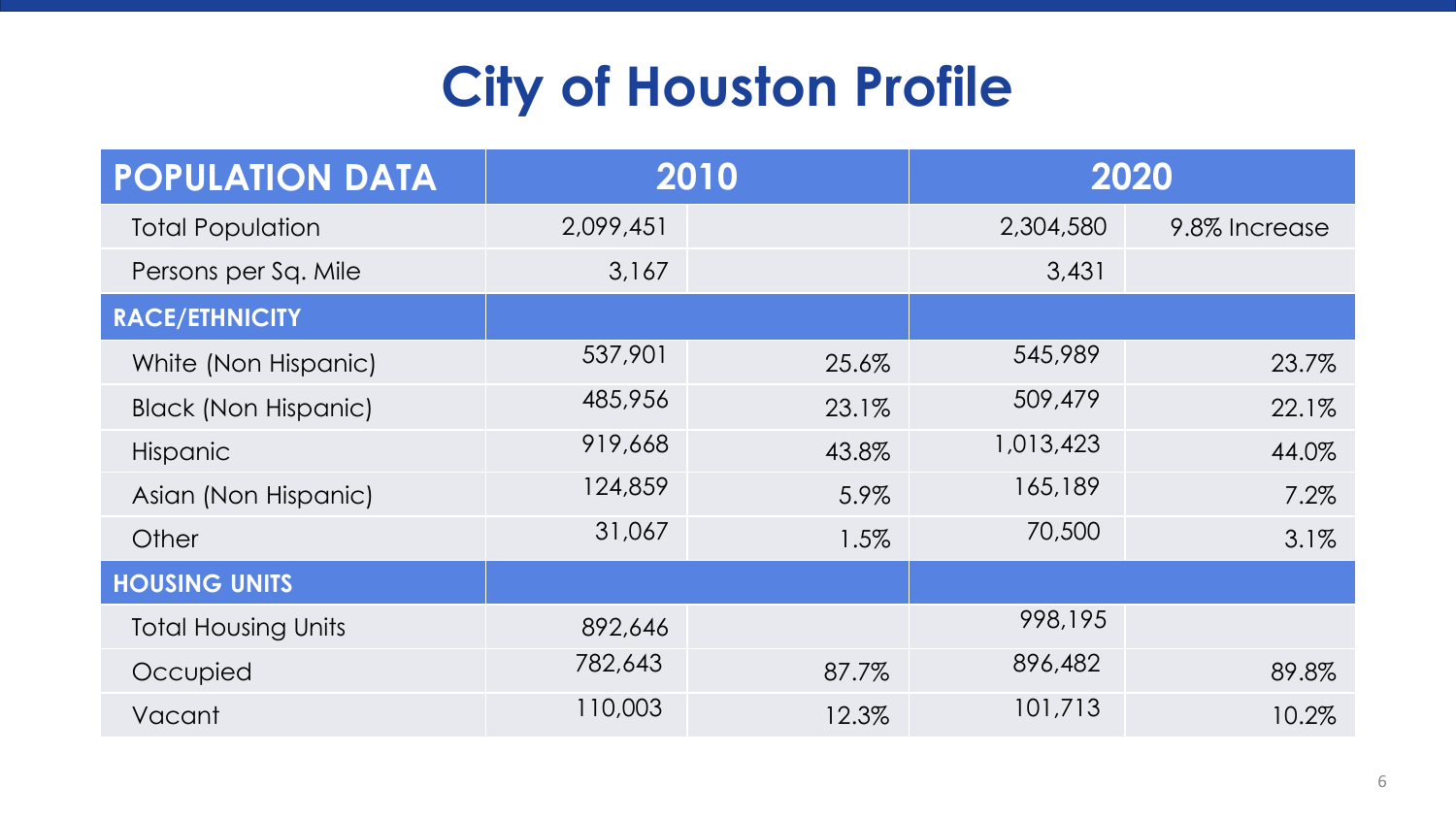# City of Houston Profile

| POPULATION DATA | 2010 | | 2020 | |
|---|---|---|---|---|
| Total Population | 2,099,451 | | 2,304,580 | 9.8% Increase |
| Persons per Sq. Mile | 3,167 | | 3,431 | |
| **RACE/ETHNICITY** | | | | |
| White (Non Hispanic) | 537,901 | 25.6% | 545,989 | 23.7% |
| Black (Non Hispanic) | 485,956 | 23.1% | 509,479 | 22.1% |
| Hispanic | 919,668 | 43.8% | 1,013,423 | 44.0% |
| Asian (Non Hispanic) | 124,859 | 5.9% | 165,189 | 7.2% |
| Other | 31,067 | 1.5% | 70,500 | 3.1% |
| **HOUSING UNITS** | | | | |
| Total Housing Units | 892,646 | | 998,195 | |
| Occupied | 782,643 | 87.7% | 896,482 | 89.8% |
| Vacant | 110,003 | 12.3% | 101,713 | 10.2% |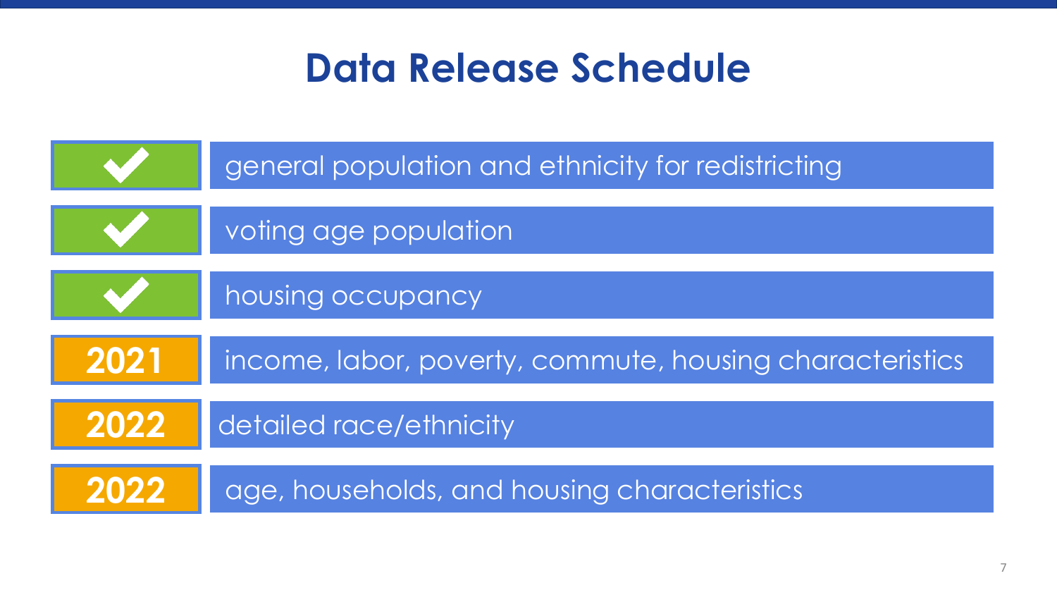# Data Release Schedule

| Status | Data |
| --- | --- |
| ✓ | general population and ethnicity for redistricting |
| ✓ | voting age population |
| ✓ | housing occupancy |
| 2021 | income, labor, poverty, commute, housing characteristics |
| 2022 | detailed race/ethnicity |
| 2022 | age, households, and housing characteristics |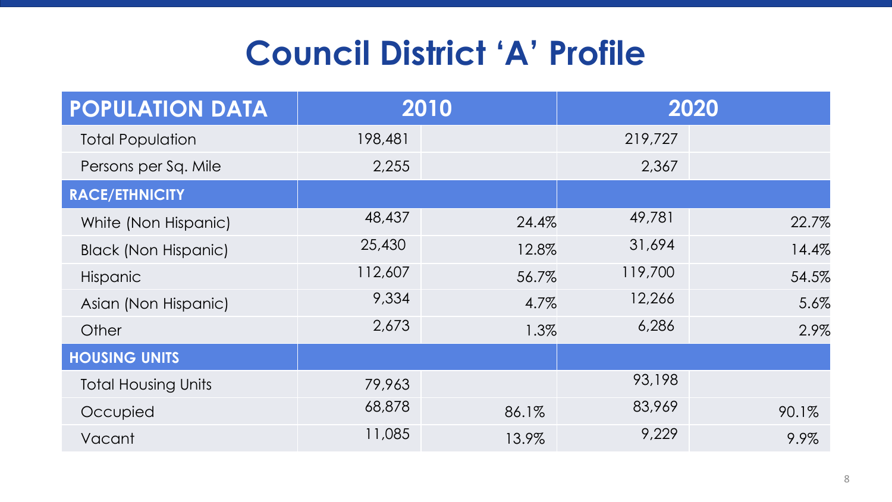# Council District 'A' Profile

| POPULATION DATA | 2010 | | 2020 | |
|---|---|---|---|---|
| Total Population | 198,481 | | 219,727 | |
| Persons per Sq. Mile | 2,255 | | 2,367 | |
| **RACE/ETHNICITY** | | | | |
| White (Non Hispanic) | 48,437 | 24.4% | 49,781 | 22.7% |
| Black (Non Hispanic) | 25,430 | 12.8% | 31,694 | 14.4% |
| Hispanic | 112,607 | 56.7% | 119,700 | 54.5% |
| Asian (Non Hispanic) | 9,334 | 4.7% | 12,266 | 5.6% |
| Other | 2,673 | 1.3% | 6,286 | 2.9% |
| **HOUSING UNITS** | | | | |
| Total Housing Units | 79,963 | | 93,198 | |
| Occupied | 68,878 | 86.1% | 83,969 | 90.1% |
| Vacant | 11,085 | 13.9% | 9,229 | 9.9% |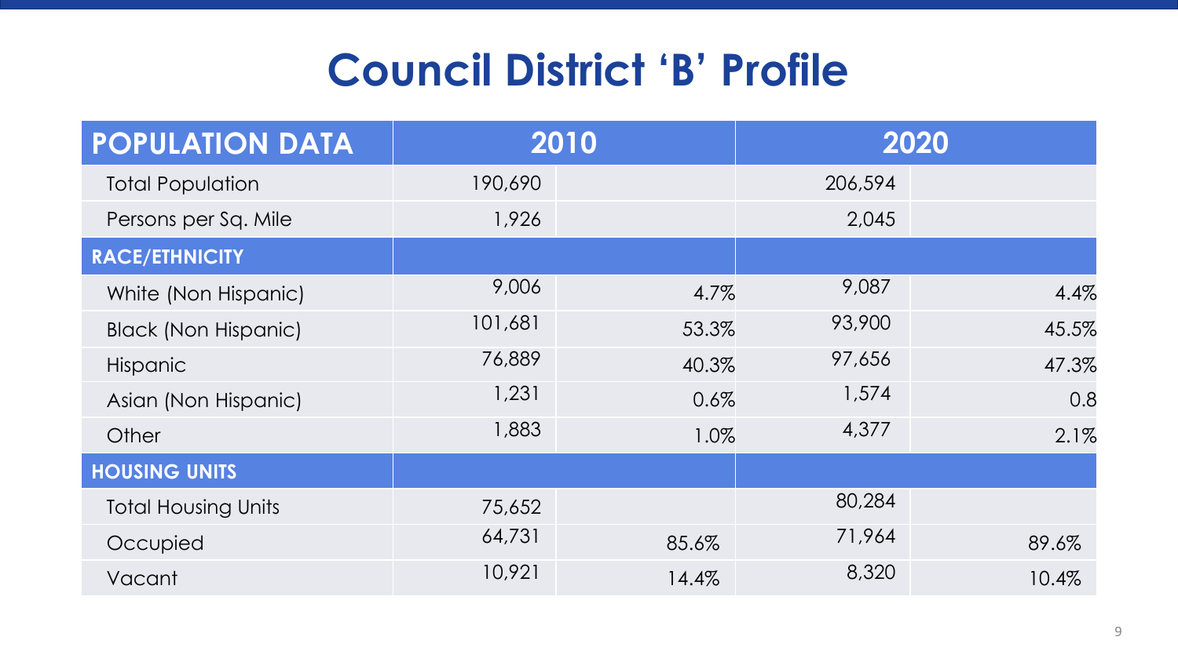# Council District 'B' Profile

| POPULATION DATA | 2010 | | 2020 | |
|---|---|---|---|---|
| Total Population | 190,690 | | 206,594 | |
| Persons per Sq. Mile | 1,926 | | 2,045 | |
| **RACE/ETHNICITY** | | | | |
| White (Non Hispanic) | 9,006 | 4.7% | 9,087 | 4.4% |
| Black (Non Hispanic) | 101,681 | 53.3% | 93,900 | 45.5% |
| Hispanic | 76,889 | 40.3% | 97,656 | 47.3% |
| Asian (Non Hispanic) | 1,231 | 0.6% | 1,574 | 0.8 |
| Other | 1,883 | 1.0% | 4,377 | 2.1% |
| **HOUSING UNITS** | | | | |
| Total Housing Units | 75,652 | | 80,284 | |
| Occupied | 64,731 | 85.6% | 71,964 | 89.6% |
| Vacant | 10,921 | 14.4% | 8,320 | 10.4% |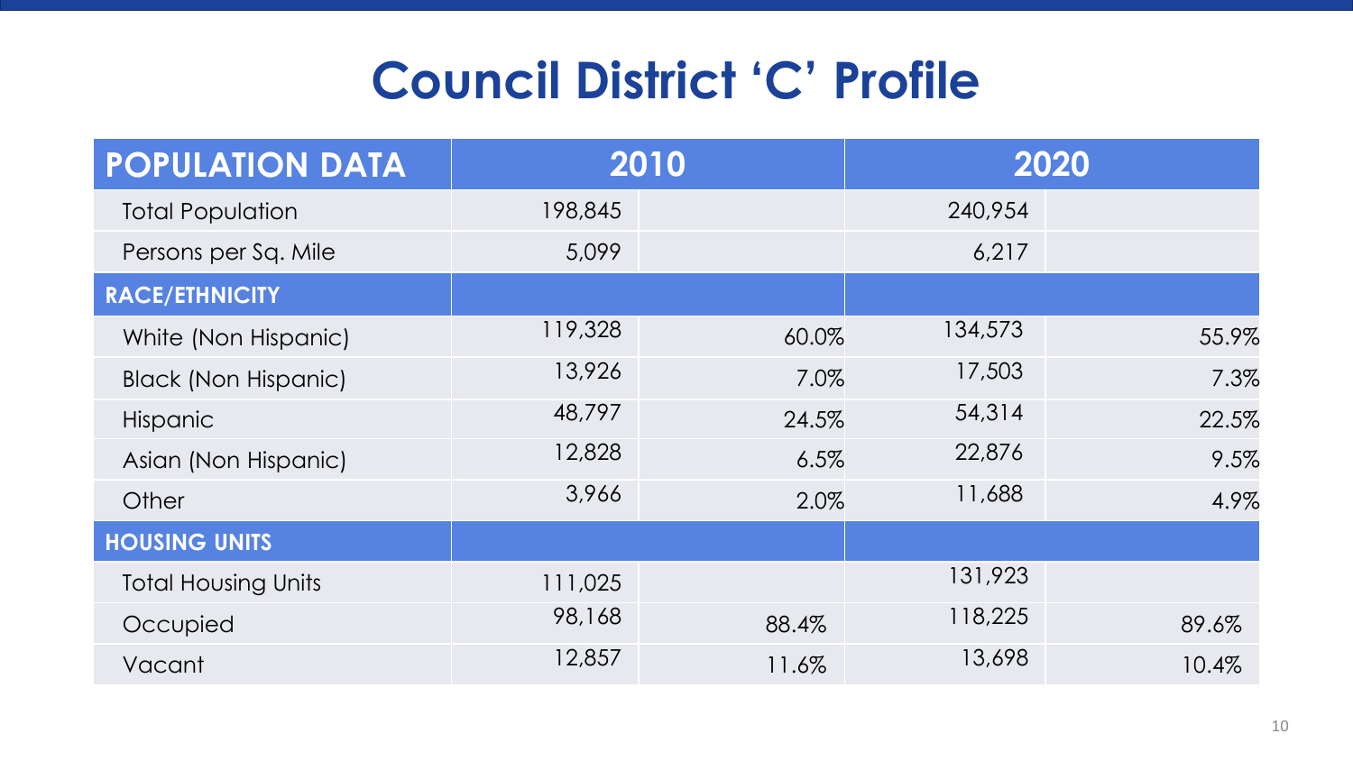# Council District ‘C’ Profile

| POPULATION DATA | 2010 | | 2020 | |
|---|---|---|---|---|
| Total Population | 198,845 | | 240,954 | |
| Persons per Sq. Mile | 5,099 | | 6,217 | |
| **RACE/ETHNICITY** | | | | |
| White (Non Hispanic) | 119,328 | 60.0% | 134,573 | 55.9% |
| Black (Non Hispanic) | 13,926 | 7.0% | 17,503 | 7.3% |
| Hispanic | 48,797 | 24.5% | 54,314 | 22.5% |
| Asian (Non Hispanic) | 12,828 | 6.5% | 22,876 | 9.5% |
| Other | 3,966 | 2.0% | 11,688 | 4.9% |
| **HOUSING UNITS** | | | | |
| Total Housing Units | 111,025 | | 131,923 | |
| Occupied | 98,168 | 88.4% | 118,225 | 89.6% |
| Vacant | 12,857 | 11.6% | 13,698 | 10.4% |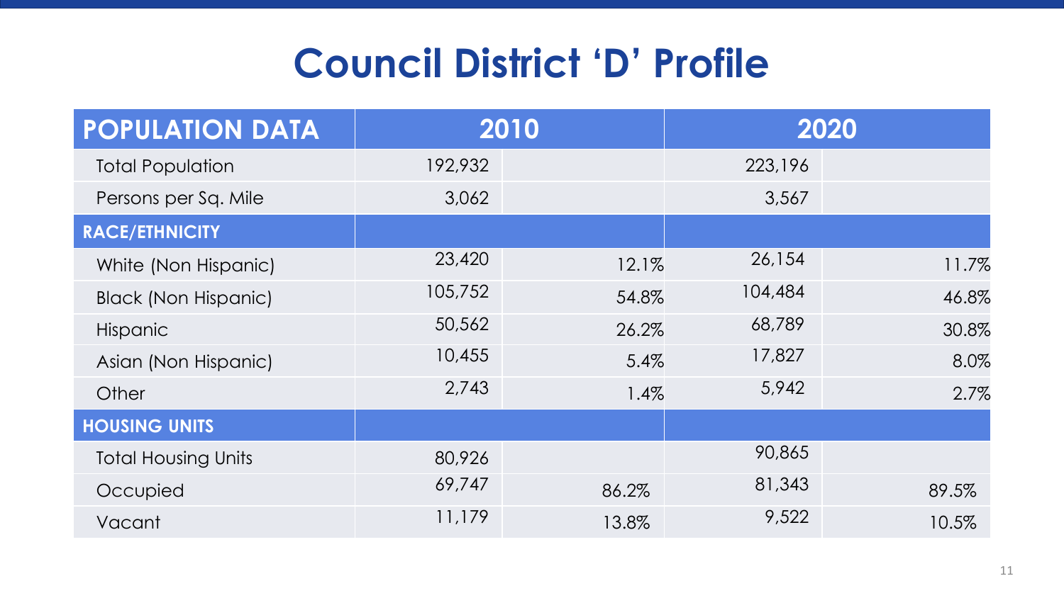# Council District 'D' Profile

| POPULATION DATA | 2010 | | 2020 | |
|---|---|---|---|---|
| Total Population | 192,932 | | 223,196 | |
| Persons per Sq. Mile | 3,062 | | 3,567 | |
| **RACE/ETHNICITY** | | | | |
| White (Non Hispanic) | 23,420 | 12.1% | 26,154 | 11.7% |
| Black (Non Hispanic) | 105,752 | 54.8% | 104,484 | 46.8% |
| Hispanic | 50,562 | 26.2% | 68,789 | 30.8% |
| Asian (Non Hispanic) | 10,455 | 5.4% | 17,827 | 8.0% |
| Other | 2,743 | 1.4% | 5,942 | 2.7% |
| **HOUSING UNITS** | | | | |
| Total Housing Units | 80,926 | | 90,865 | |
| Occupied | 69,747 | 86.2% | 81,343 | 89.5% |
| Vacant | 11,179 | 13.8% | 9,522 | 10.5% |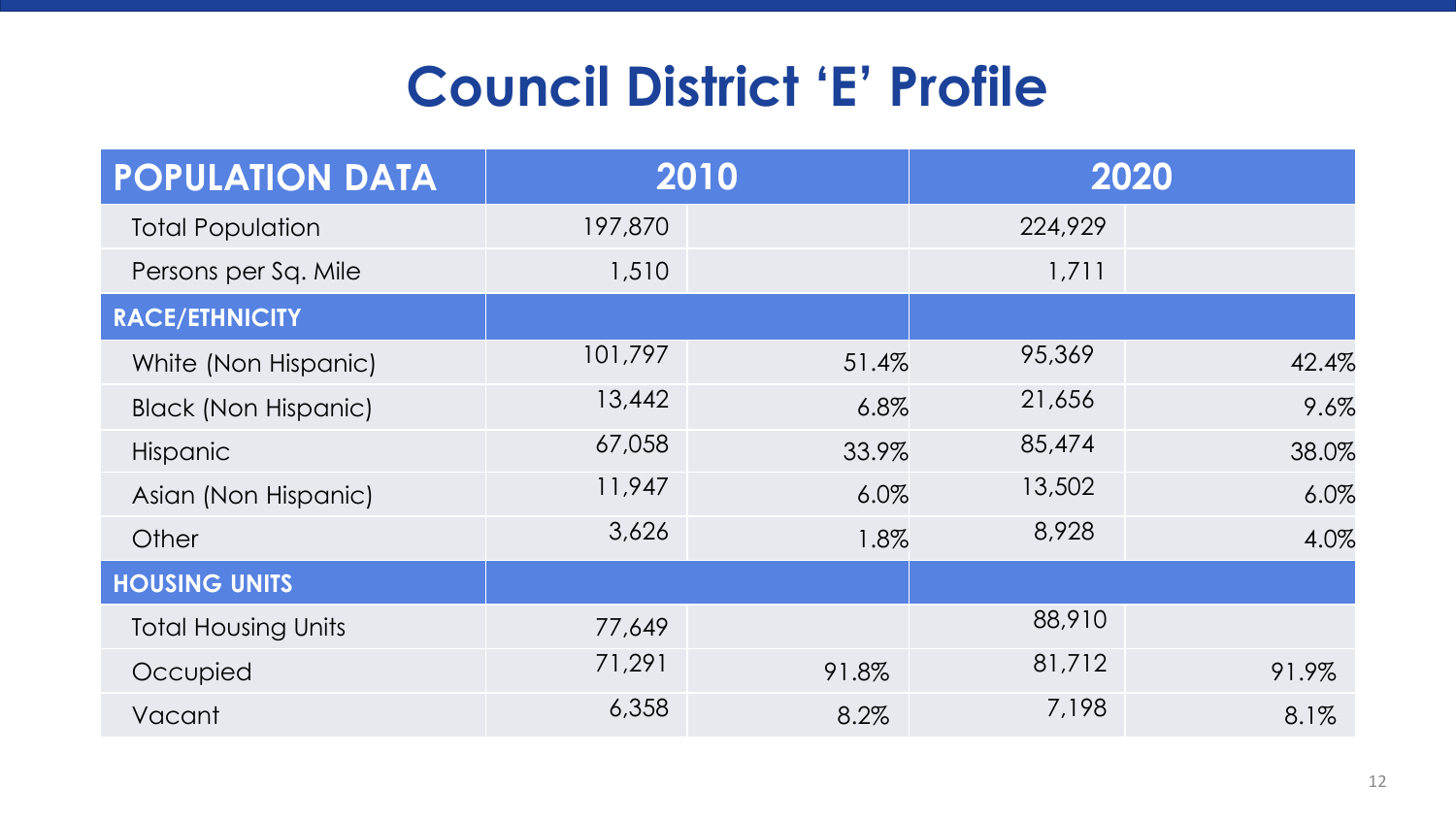# Council District 'E' Profile

| POPULATION DATA | 2010 | | 2020 | |
|---|---|---|---|---|
| Total Population | 197,870 | | 224,929 | |
| Persons per Sq. Mile | 1,510 | | 1,711 | |
| **RACE/ETHNICITY** | | | | |
| White (Non Hispanic) | 101,797 | 51.4% | 95,369 | 42.4% |
| Black (Non Hispanic) | 13,442 | 6.8% | 21,656 | 9.6% |
| Hispanic | 67,058 | 33.9% | 85,474 | 38.0% |
| Asian (Non Hispanic) | 11,947 | 6.0% | 13,502 | 6.0% |
| Other | 3,626 | 1.8% | 8,928 | 4.0% |
| **HOUSING UNITS** | | | | |
| Total Housing Units | 77,649 | | 88,910 | |
| Occupied | 71,291 | 91.8% | 81,712 | 91.9% |
| Vacant | 6,358 | 8.2% | 7,198 | 8.1% |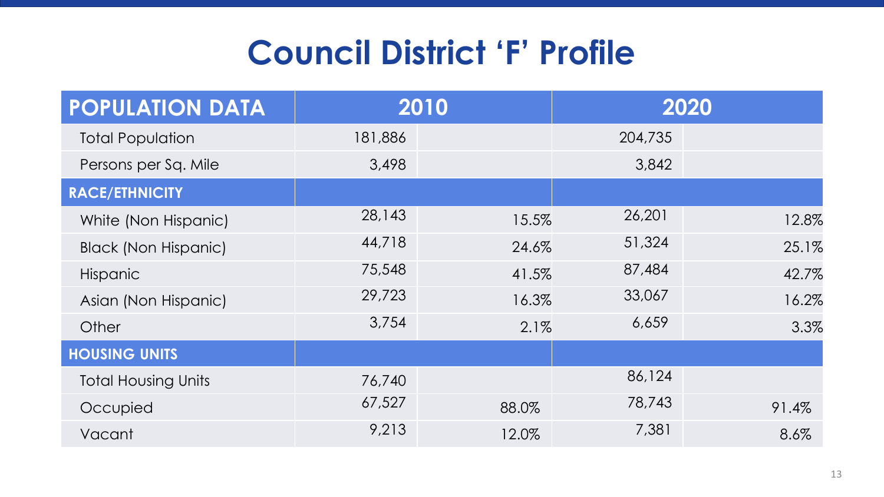# Council District 'F' Profile

| POPULATION DATA | 2010 | | 2020 | |
|---|---|---|---|---|
| Total Population | 181,886 | | 204,735 | |
| Persons per Sq. Mile | 3,498 | | 3,842 | |
| **RACE/ETHNICITY** | | | | |
| White (Non Hispanic) | 28,143 | 15.5% | 26,201 | 12.8% |
| Black (Non Hispanic) | 44,718 | 24.6% | 51,324 | 25.1% |
| Hispanic | 75,548 | 41.5% | 87,484 | 42.7% |
| Asian (Non Hispanic) | 29,723 | 16.3% | 33,067 | 16.2% |
| Other | 3,754 | 2.1% | 6,659 | 3.3% |
| **HOUSING UNITS** | | | | |
| Total Housing Units | 76,740 | | 86,124 | |
| Occupied | 67,527 | 88.0% | 78,743 | 91.4% |
| Vacant | 9,213 | 12.0% | 7,381 | 8.6% |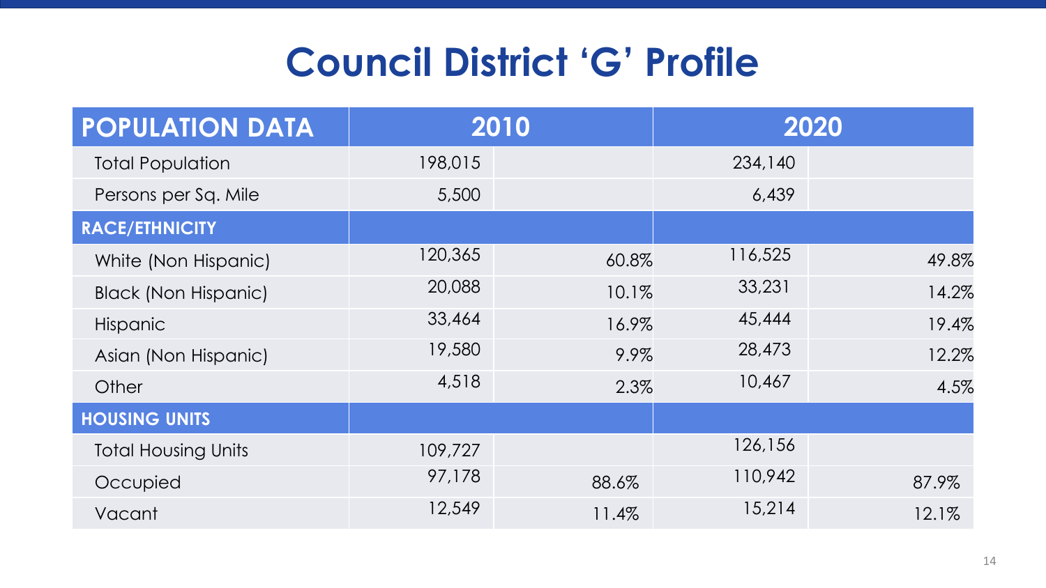# Council District 'G' Profile

| POPULATION DATA | 2010 | | 2020 | |
|---|---|---|---|---|
| Total Population | 198,015 | | 234,140 | |
| Persons per Sq. Mile | 5,500 | | 6,439 | |
| **RACE/ETHNICITY** | | | | |
| White (Non Hispanic) | 120,365 | 60.8% | 116,525 | 49.8% |
| Black (Non Hispanic) | 20,088 | 10.1% | 33,231 | 14.2% |
| Hispanic | 33,464 | 16.9% | 45,444 | 19.4% |
| Asian (Non Hispanic) | 19,580 | 9.9% | 28,473 | 12.2% |
| Other | 4,518 | 2.3% | 10,467 | 4.5% |
| **HOUSING UNITS** | | | | |
| Total Housing Units | 109,727 | | 126,156 | |
| Occupied | 97,178 | 88.6% | 110,942 | 87.9% |
| Vacant | 12,549 | 11.4% | 15,214 | 12.1% |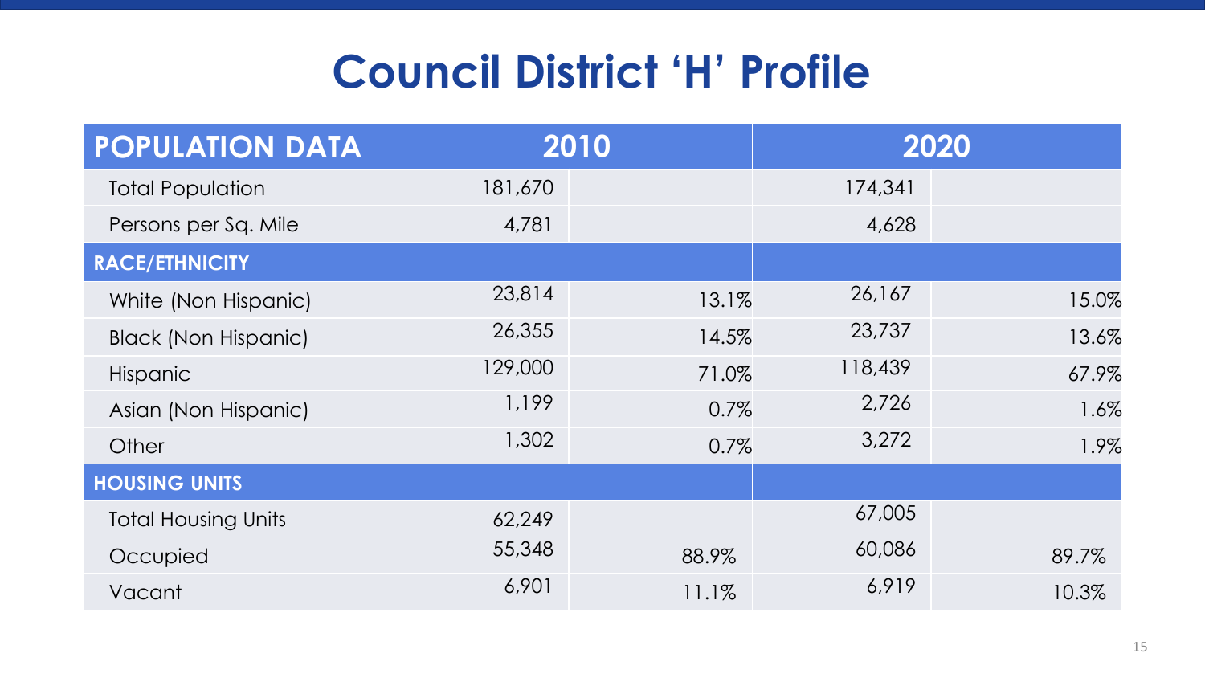# Council District 'H' Profile

| POPULATION DATA | 2010 | | 2020 | |
|---|---|---|---|---|
| Total Population | 181,670 | | 174,341 | |
| Persons per Sq. Mile | 4,781 | | 4,628 | |
| **RACE/ETHNICITY** | | | | |
| White (Non Hispanic) | 23,814 | 13.1% | 26,167 | 15.0% |
| Black (Non Hispanic) | 26,355 | 14.5% | 23,737 | 13.6% |
| Hispanic | 129,000 | 71.0% | 118,439 | 67.9% |
| Asian (Non Hispanic) | 1,199 | 0.7% | 2,726 | 1.6% |
| Other | 1,302 | 0.7% | 3,272 | 1.9% |
| **HOUSING UNITS** | | | | |
| Total Housing Units | 62,249 | | 67,005 | |
| Occupied | 55,348 | 88.9% | 60,086 | 89.7% |
| Vacant | 6,901 | 11.1% | 6,919 | 10.3% |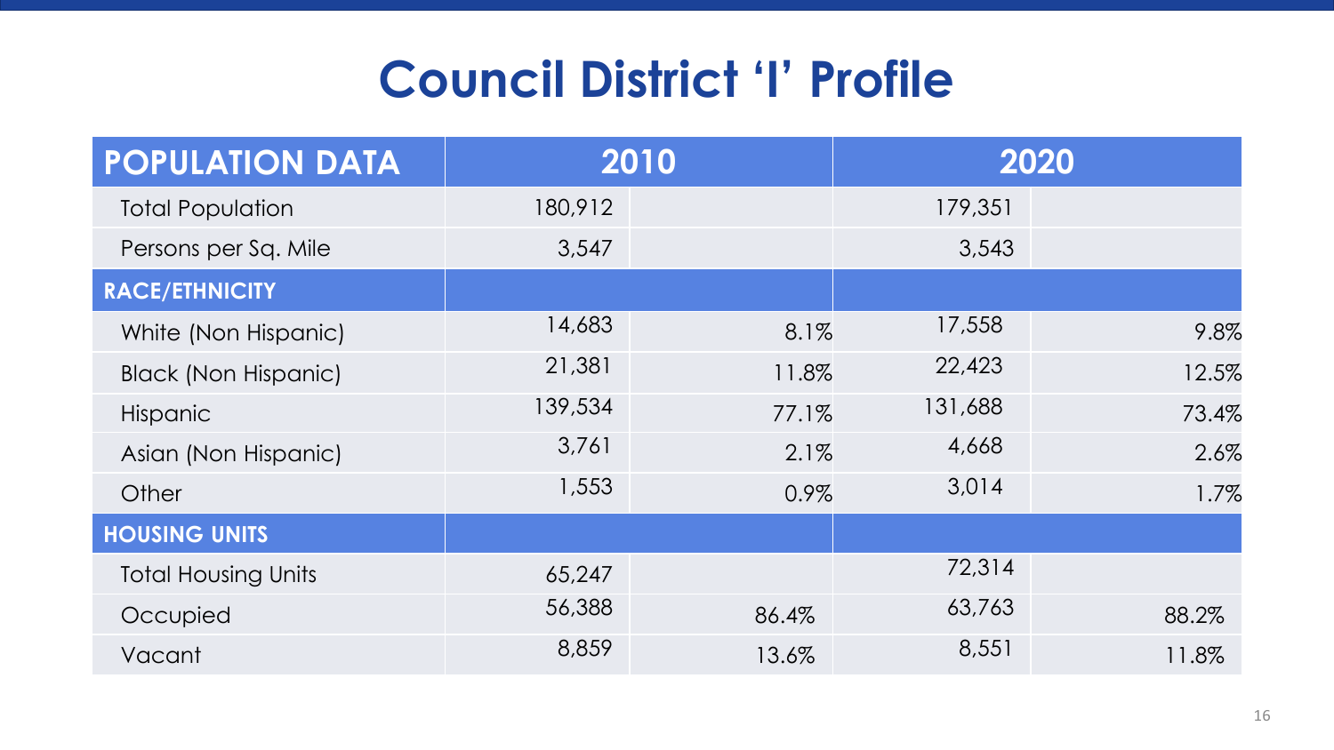# Council District 'I' Profile

| POPULATION DATA | 2010 | | 2020 | |
|---|---|---|---|---|
| Total Population | 180,912 | | 179,351 | |
| Persons per Sq. Mile | 3,547 | | 3,543 | |
| **RACE/ETHNICITY** | | | | |
| White (Non Hispanic) | 14,683 | 8.1% | 17,558 | 9.8% |
| Black (Non Hispanic) | 21,381 | 11.8% | 22,423 | 12.5% |
| Hispanic | 139,534 | 77.1% | 131,688 | 73.4% |
| Asian (Non Hispanic) | 3,761 | 2.1% | 4,668 | 2.6% |
| Other | 1,553 | 0.9% | 3,014 | 1.7% |
| **HOUSING UNITS** | | | | |
| Total Housing Units | 65,247 | | 72,314 | |
| Occupied | 56,388 | 86.4% | 63,763 | 88.2% |
| Vacant | 8,859 | 13.6% | 8,551 | 11.8% |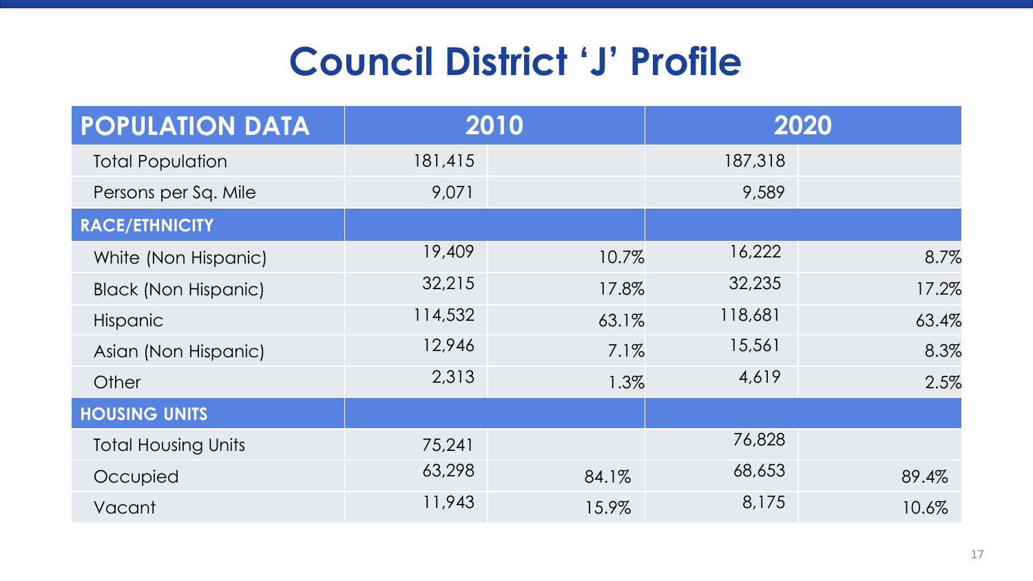# Council District ‘J’ Profile

| POPULATION DATA | 2010 | | 2020 | |
|---|---|---|---|---|
| Total Population | 181,415 | | 187,318 | |
| Persons per Sq. Mile | 9,071 | | 9,589 | |
| **RACE/ETHNICITY** | | | | |
| White (Non Hispanic) | 19,409 | 10.7% | 16,222 | 8.7% |
| Black (Non Hispanic) | 32,215 | 17.8% | 32,235 | 17.2% |
| Hispanic | 114,532 | 63.1% | 118,681 | 63.4% |
| Asian (Non Hispanic) | 12,946 | 7.1% | 15,561 | 8.3% |
| Other | 2,313 | 1.3% | 4,619 | 2.5% |
| **HOUSING UNITS** | | | | |
| Total Housing Units | 75,241 | | 76,828 | |
| Occupied | 63,298 | 84.1% | 68,653 | 89.4% |
| Vacant | 11,943 | 15.9% | 8,175 | 10.6% |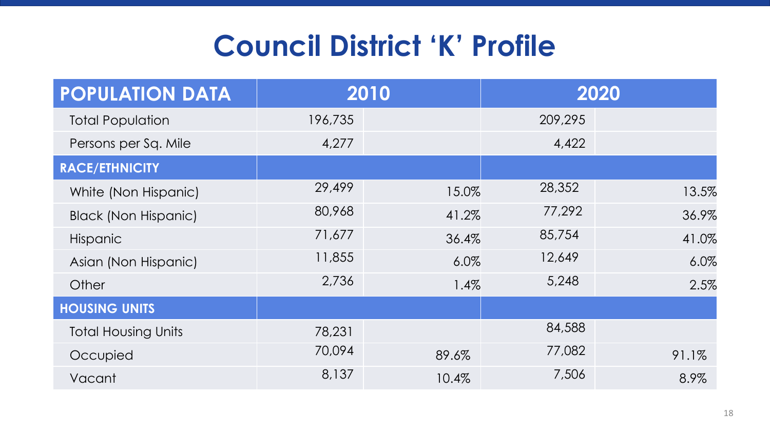# Council District 'K' Profile

| POPULATION DATA | 2010 | | 2020 | |
|---|---|---|---|---|
| Total Population | 196,735 | | 209,295 | |
| Persons per Sq. Mile | 4,277 | | 4,422 | |
| **RACE/ETHNICITY** | | | | |
| White (Non Hispanic) | 29,499 | 15.0% | 28,352 | 13.5% |
| Black (Non Hispanic) | 80,968 | 41.2% | 77,292 | 36.9% |
| Hispanic | 71,677 | 36.4% | 85,754 | 41.0% |
| Asian (Non Hispanic) | 11,855 | 6.0% | 12,649 | 6.0% |
| Other | 2,736 | 1.4% | 5,248 | 2.5% |
| **HOUSING UNITS** | | | | |
| Total Housing Units | 78,231 | | 84,588 | |
| Occupied | 70,094 | 89.6% | 77,082 | 91.1% |
| Vacant | 8,137 | 10.4% | 7,506 | 8.9% |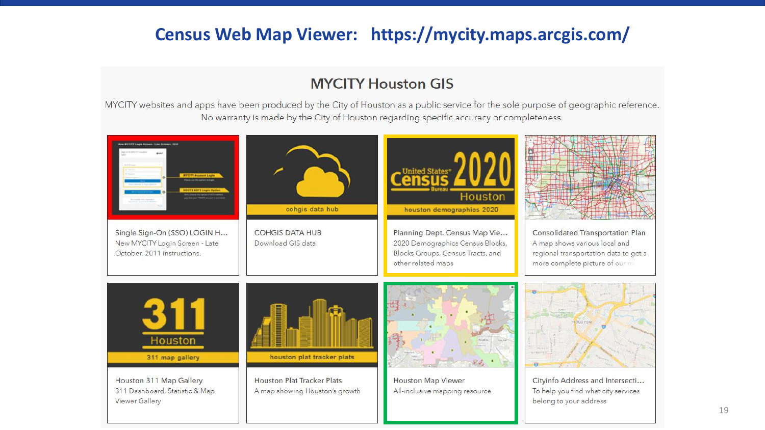# Census Web Map Viewer: https://mycity.maps.arcgis.com/

## MYCITY Houston GIS

MYCITY websites and apps have been produced by the City of Houston as a public service for the sole purpose of geographic reference. No warranty is made by the City of Houston regarding specific accuracy or completeness.

**Single Sign-On (SSO) LOGIN H...**
New MYCITY Login Screen - Late October, 2011 instructions.

**COHGIS DATA HUB**
Download GIS data

**Planning Dept. Census Map Vie...**
2020 Demographics Census Blocks, Blocks Groups, Census Tracts, and other related maps

**Consolidated Transportation Plan**
A map shows various local and regional transportation data to get a more complete picture of our m

**Houston 311 Map Gallery**
311 Dashboard, Statistic & Map Viewer Gallery

**Houston Plat Tracker Plats**
A map showing Houston's growth

**Houston Map Viewer**
All-inclusive mapping resource

**Cityinfo Address and Intersecti...**
To help you find what city services belong to your address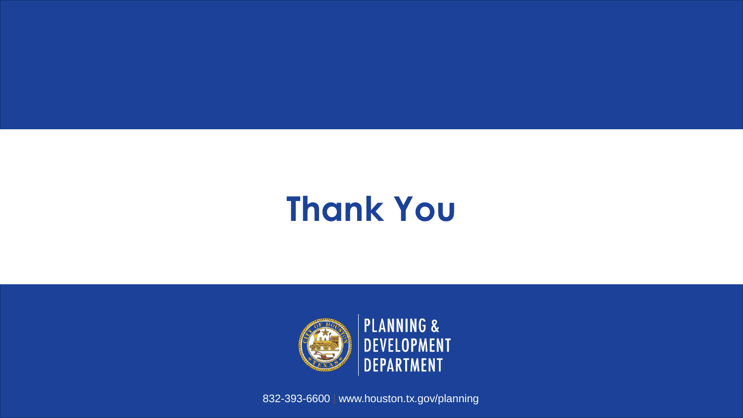# Thank You

PLANNING & DEVELOPMENT DEPARTMENT

832-393-6600 | www.houston.tx.gov/planning